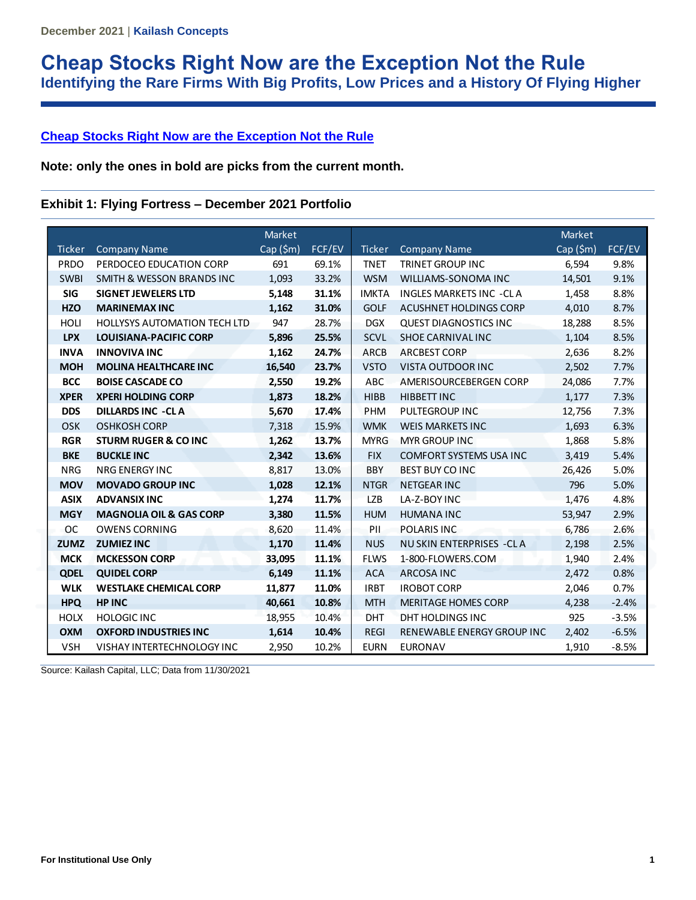December 2021 | **Kailash Concepts**

# Cheap Stocks Right Now are the Exception Not the Rule

## Identifying the Rare Firms With Big Profits, Low Prices and a History Of Flying Higher

[Cheap Stocks Right Now are the Exception Not the Rule]

**Note: only the ones in bold are picks from the current month.**

### Exhibit 1: Flying Fortress – December 2021 Portfolio

| Ticker | Company Name | Market Cap ($m) | FCF/EV | Ticker | Company Name | Market Cap ($m) | FCF/EV |
|---|---|---|---|---|---|---|---|
| PRDO | PERDOCEO EDUCATION CORP | 691 | 69.1% | TNET | TRINET GROUP INC | 6,594 | 9.8% |
| SWBI | SMITH & WESSON BRANDS INC | 1,093 | 33.2% | WSM | WILLIAMS-SONOMA INC | 14,501 | 9.1% |
| **SIG** | **SIGNET JEWELERS LTD** | **5,148** | **31.1%** | IMKTA | INGLES MARKETS INC -CL A | 1,458 | 8.8% |
| **HZO** | **MARINEMAX INC** | **1,162** | **31.0%** | GOLF | ACUSHNET HOLDINGS CORP | 4,010 | 8.7% |
| HOLI | HOLLYSYS AUTOMATION TECH LTD | 947 | 28.7% | DGX | QUEST DIAGNOSTICS INC | 18,288 | 8.5% |
| **LPX** | **LOUISIANA-PACIFIC CORP** | **5,896** | **25.5%** | SCVL | SHOE CARNIVAL INC | 1,104 | 8.5% |
| **INVA** | **INNOVIVA INC** | **1,162** | **24.7%** | ARCB | ARCBEST CORP | 2,636 | 8.2% |
| **MOH** | **MOLINA HEALTHCARE INC** | **16,540** | **23.7%** | VSTO | VISTA OUTDOOR INC | 2,502 | 7.7% |
| **BCC** | **BOISE CASCADE CO** | **2,550** | **19.2%** | ABC | AMERISOURCEBERGEN CORP | 24,086 | 7.7% |
| **XPER** | **XPERI HOLDING CORP** | **1,873** | **18.2%** | HIBB | HIBBETT INC | 1,177 | 7.3% |
| **DDS** | **DILLARDS INC -CL A** | **5,670** | **17.4%** | PHM | PULTEGROUP INC | 12,756 | 7.3% |
| OSK | OSHKOSH CORP | 7,318 | 15.9% | WMK | WEIS MARKETS INC | 1,693 | 6.3% |
| **RGR** | **STURM RUGER & CO INC** | **1,262** | **13.7%** | MYRG | MYR GROUP INC | 1,868 | 5.8% |
| **BKE** | **BUCKLE INC** | **2,342** | **13.6%** | FIX | COMFORT SYSTEMS USA INC | 3,419 | 5.4% |
| NRG | NRG ENERGY INC | 8,817 | 13.0% | BBY | BEST BUY CO INC | 26,426 | 5.0% |
| **MOV** | **MOVADO GROUP INC** | **1,028** | **12.1%** | NTGR | NETGEAR INC | 796 | 5.0% |
| **ASIX** | **ADVANSIX INC** | **1,274** | **11.7%** | LZB | LA-Z-BOY INC | 1,476 | 4.8% |
| **MGY** | **MAGNOLIA OIL & GAS CORP** | **3,380** | **11.5%** | HUM | HUMANA INC | 53,947 | 2.9% |
| OC | OWENS CORNING | 8,620 | 11.4% | PII | POLARIS INC | 6,786 | 2.6% |
| **ZUMZ** | **ZUMIEZ INC** | **1,170** | **11.4%** | NUS | NU SKIN ENTERPRISES -CL A | 2,198 | 2.5% |
| **MCK** | **MCKESSON CORP** | **33,095** | **11.1%** | FLWS | 1-800-FLOWERS.COM | 1,940 | 2.4% |
| **QDEL** | **QUIDEL CORP** | **6,149** | **11.1%** | ACA | ARCOSA INC | 2,472 | 0.8% |
| **WLK** | **WESTLAKE CHEMICAL CORP** | **11,877** | **11.0%** | IRBT | IROBOT CORP | 2,046 | 0.7% |
| **HPQ** | **HP INC** | **40,661** | **10.8%** | MTH | MERITAGE HOMES CORP | 4,238 | -2.4% |
| HOLX | HOLOGIC INC | 18,955 | 10.4% | DHT | DHT HOLDINGS INC | 925 | -3.5% |
| **OXM** | **OXFORD INDUSTRIES INC** | **1,614** | **10.4%** | REGI | RENEWABLE ENERGY GROUP INC | 2,402 | -6.5% |
| VSH | VISHAY INTERTECHNOLOGY INC | 2,950 | 10.2% | EURN | EURONAV | 1,910 | -8.5% |

Source: Kailash Capital, LLC; Data from 11/30/2021

**For Institutional Use Only**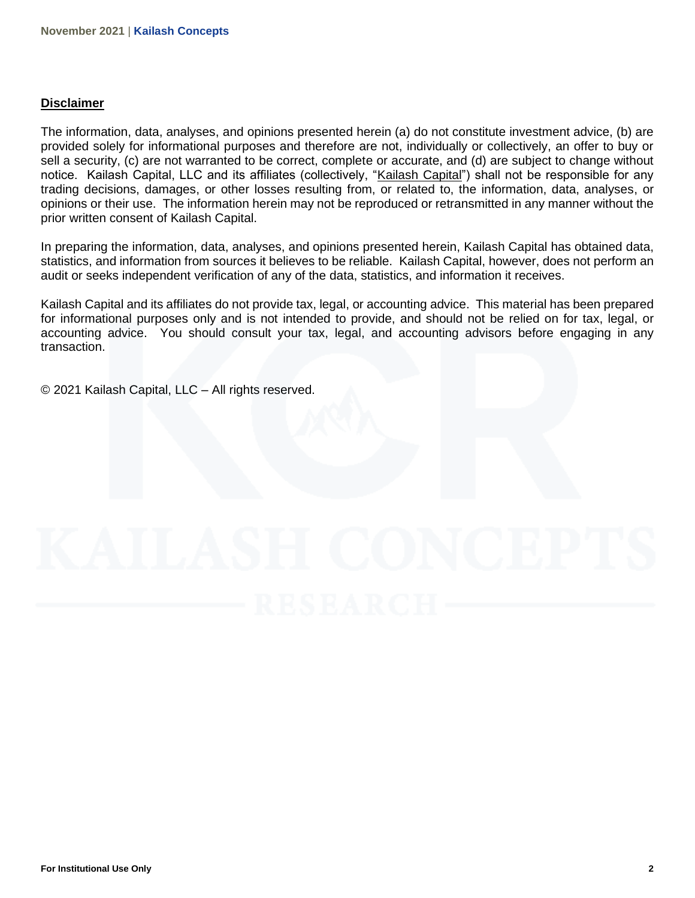**Disclaimer**

The information, data, analyses, and opinions presented herein (a) do not constitute investment advice, (b) are provided solely for informational purposes and therefore are not, individually or collectively, an offer to buy or sell a security, (c) are not warranted to be correct, complete or accurate, and (d) are subject to change without notice. Kailash Capital, LLC and its affiliates (collectively, "Kailash Capital") shall not be responsible for any trading decisions, damages, or other losses resulting from, or related to, the information, data, analyses, or opinions or their use. The information herein may not be reproduced or retransmitted in any manner without the prior written consent of Kailash Capital.

In preparing the information, data, analyses, and opinions presented herein, Kailash Capital has obtained data, statistics, and information from sources it believes to be reliable. Kailash Capital, however, does not perform an audit or seeks independent verification of any of the data, statistics, and information it receives.

Kailash Capital and its affiliates do not provide tax, legal, or accounting advice. This material has been prepared for informational purposes only and is not intended to provide, and should not be relied on for tax, legal, or accounting advice. You should consult your tax, legal, and accounting advisors before engaging in any transaction.

© 2021 Kailash Capital, LLC – All rights reserved.